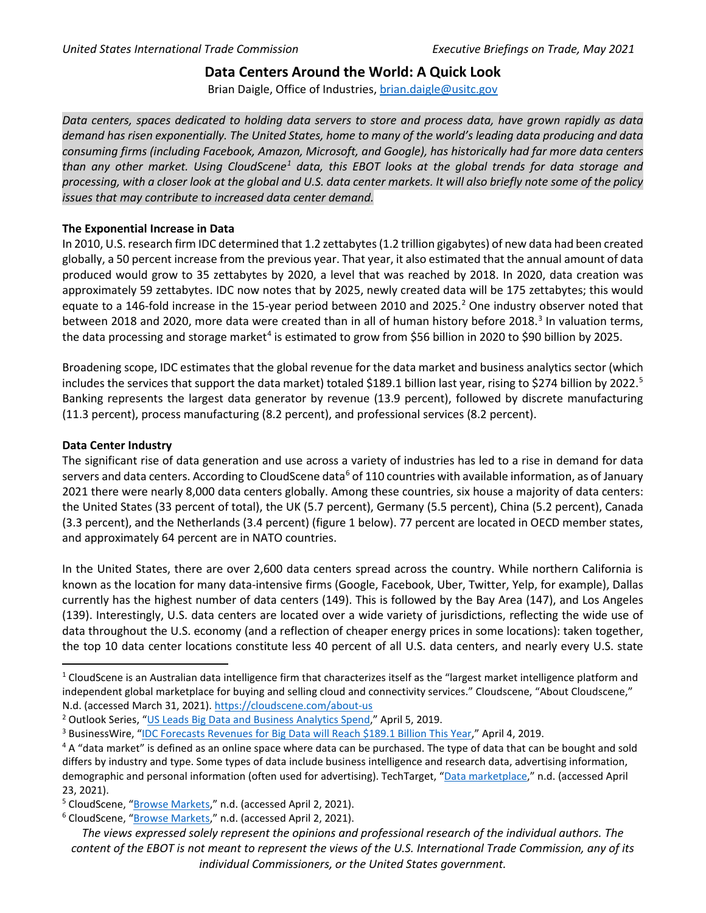# Data Centers Around the World: A Quick Look

Brian Daigle, Office of Industries, brian.daigle@usitc.gov

*Data centers, spaces dedicated to holding data servers to store and process data, have grown rapidly as data demand has risen exponentially. The United States, home to many of the world's leading data producing and data consuming firms (including Facebook, Amazon, Microsoft, and Google), has historically had far more data centers than any other market. Using CloudScene[1] data, this EBOT looks at the global trends for data storage and processing, with a closer look at the global and U.S. data center markets. It will also briefly note some of the policy issues that may contribute to increased data center demand.*

**The Exponential Increase in Data**

In 2010, U.S. research firm IDC determined that 1.2 zettabytes (1.2 trillion gigabytes) of new data had been created globally, a 50 percent increase from the previous year. That year, it also estimated that the annual amount of data produced would grow to 35 zettabytes by 2020, a level that was reached by 2018. In 2020, data creation was approximately 59 zettabytes. IDC now notes that by 2025, newly created data will be 175 zettabytes; this would equate to a 146-fold increase in the 15-year period between 2010 and 2025.[2] One industry observer noted that between 2018 and 2020, more data were created than in all of human history before 2018.[3] In valuation terms, the data processing and storage market[4] is estimated to grow from $56 billion in 2020 to $90 billion by 2025.

Broadening scope, IDC estimates that the global revenue for the data market and business analytics sector (which includes the services that support the data market) totaled $189.1 billion last year, rising to $274 billion by 2022.[5] Banking represents the largest data generator by revenue (13.9 percent), followed by discrete manufacturing (11.3 percent), process manufacturing (8.2 percent), and professional services (8.2 percent).

**Data Center Industry**

The significant rise of data generation and use across a variety of industries has led to a rise in demand for data servers and data centers. According to CloudScene data[6] of 110 countries with available information, as of January 2021 there were nearly 8,000 data centers globally. Among these countries, six house a majority of data centers: the United States (33 percent of total), the UK (5.7 percent), Germany (5.5 percent), China (5.2 percent), Canada (3.3 percent), and the Netherlands (3.4 percent) (figure 1 below). 77 percent are located in OECD member states, and approximately 64 percent are in NATO countries.

In the United States, there are over 2,600 data centers spread across the country. While northern California is known as the location for many data-intensive firms (Google, Facebook, Uber, Twitter, Yelp, for example), Dallas currently has the highest number of data centers (149). This is followed by the Bay Area (147), and Los Angeles (139). Interestingly, U.S. data centers are located over a wide variety of jurisdictions, reflecting the wide use of data throughout the U.S. economy (and a reflection of cheaper energy prices in some locations): taken together, the top 10 data center locations constitute less 40 percent of all U.S. data centers, and nearly every U.S. state

---

[1] CloudScene is an Australian data intelligence firm that characterizes itself as the "largest market intelligence platform and independent global marketplace for buying and selling cloud and connectivity services." Cloudscene, "About Cloudscene," N.d. (accessed March 31, 2021). https://cloudscene.com/about-us

[2] Outlook Series, "US Leads Big Data and Business Analytics Spend," April 5, 2019.

[3] BusinessWire, "IDC Forecasts Revenues for Big Data will Reach $189.1 Billion This Year," April 4, 2019.

[4] A "data market" is defined as an online space where data can be purchased. The type of data that can be bought and sold differs by industry and type. Some types of data include business intelligence and research data, advertising information, demographic and personal information (often used for advertising). TechTarget, "Data marketplace," n.d. (accessed April 23, 2021).

[5] CloudScene, "Browse Markets," n.d. (accessed April 2, 2021).

[6] CloudScene, "Browse Markets," n.d. (accessed April 2, 2021).

*The views expressed solely represent the opinions and professional research of the individual authors. The content of the EBOT is not meant to represent the views of the U.S. International Trade Commission, any of its individual Commissioners, or the United States government.*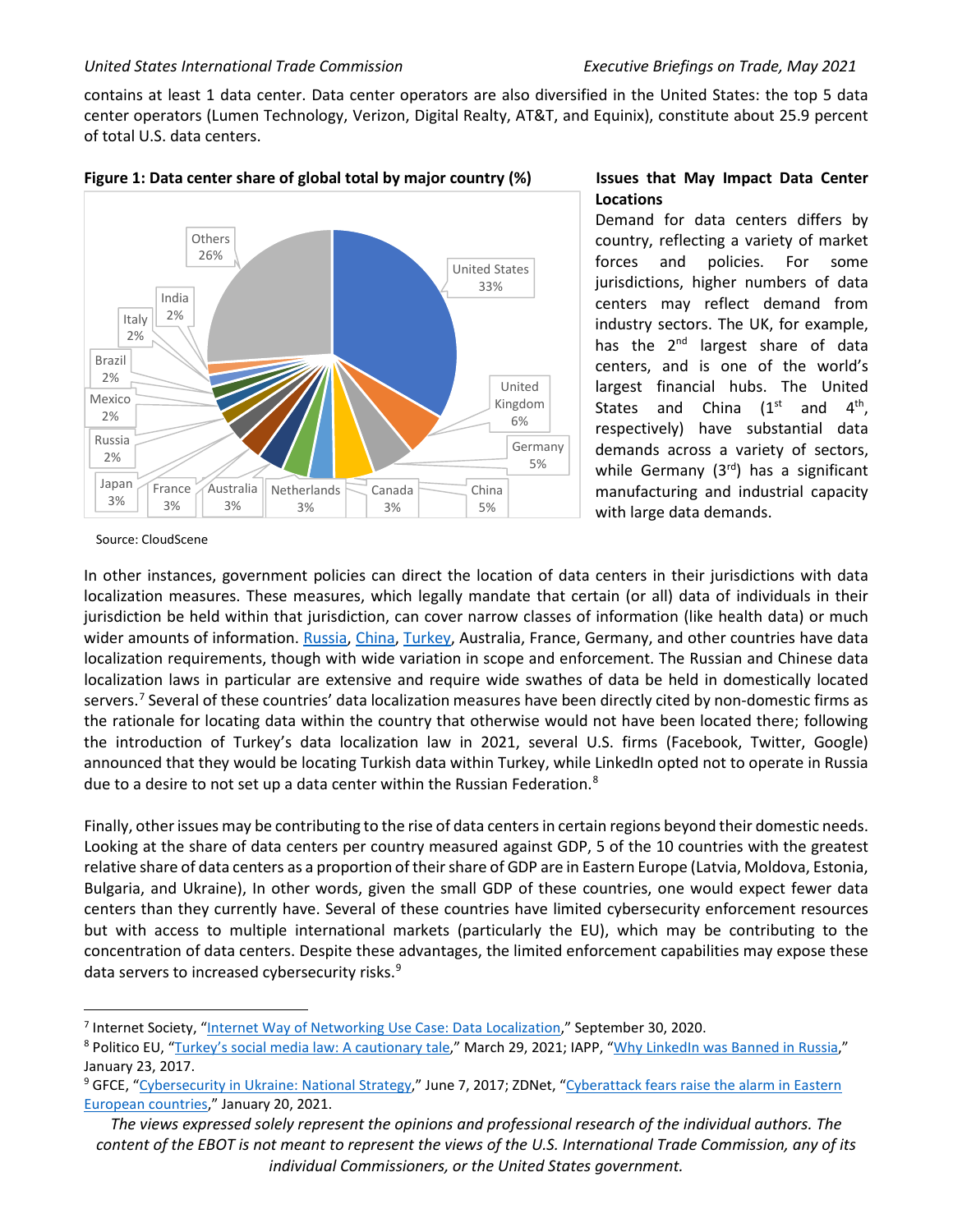contains at least 1 data center. Data center operators are also diversified in the United States: the top 5 data center operators (Lumen Technology, Verizon, Digital Realty, AT&T, and Equinix), constitute about 25.9 percent of total U.S. data centers.

**Figure 1: Data center share of global total by major country (%)**

United States 33%
United Kingdom 6%
Germany 5%
China 5%
Canada 3%
Netherlands 3%
Australia 3%
France 3%
Japan 3%
Russia 2%
Mexico 2%
Brazil 2%
Italy 2%
India 2%
Others 26%

Source: CloudScene

**Issues that May Impact Data Center Locations**

Demand for data centers differs by country, reflecting a variety of market forces and policies. For some jurisdictions, higher numbers of data centers may reflect demand from industry sectors. The UK, for example, has the 2nd largest share of data centers, and is one of the world's largest financial hubs. The United States and China (1st and 4th, respectively) have substantial data demands across a variety of sectors, while Germany (3rd) has a significant manufacturing and industrial capacity with large data demands.

In other instances, government policies can direct the location of data centers in their jurisdictions with data localization measures. These measures, which legally mandate that certain (or all) data of individuals in their jurisdiction be held within that jurisdiction, can cover narrow classes of information (like health data) or much wider amounts of information. Russia, China, Turkey, Australia, France, Germany, and other countries have data localization requirements, though with wide variation in scope and enforcement. The Russian and Chinese data localization laws in particular are extensive and require wide swathes of data be held in domestically located servers.[7] Several of these countries' data localization measures have been directly cited by non-domestic firms as the rationale for locating data within the country that otherwise would not have been located there; following the introduction of Turkey's data localization law in 2021, several U.S. firms (Facebook, Twitter, Google) announced that they would be locating Turkish data within Turkey, while LinkedIn opted not to operate in Russia due to a desire to not set up a data center within the Russian Federation.[8]

Finally, other issues may be contributing to the rise of data centers in certain regions beyond their domestic needs. Looking at the share of data centers per country measured against GDP, 5 of the 10 countries with the greatest relative share of data centers as a proportion of their share of GDP are in Eastern Europe (Latvia, Moldova, Estonia, Bulgaria, and Ukraine), In other words, given the small GDP of these countries, one would expect fewer data centers than they currently have. Several of these countries have limited cybersecurity enforcement resources but with access to multiple international markets (particularly the EU), which may be contributing to the concentration of data centers. Despite these advantages, the limited enforcement capabilities may expose these data servers to increased cybersecurity risks.[9]

---

[7] Internet Society, "Internet Way of Networking Use Case: Data Localization," September 30, 2020.

[8] Politico EU, "Turkey's social media law: A cautionary tale," March 29, 2021; IAPP, "Why LinkedIn was Banned in Russia," January 23, 2017.

[9] GFCE, "Cybersecurity in Ukraine: National Strategy," June 7, 2017; ZDNet, "Cyberattack fears raise the alarm in Eastern European countries," January 20, 2021.

*The views expressed solely represent the opinions and professional research of the individual authors. The content of the EBOT is not meant to represent the views of the U.S. International Trade Commission, any of its individual Commissioners, or the United States government.*